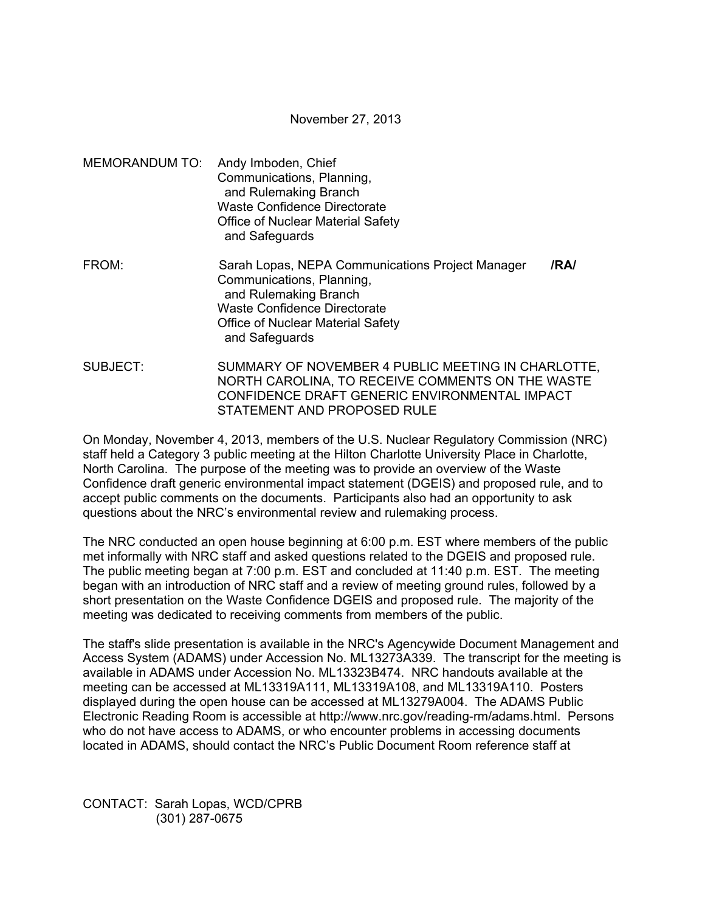November 27, 2013

MEMORANDUM TO: Andy Imboden, Chief
Communications, Planning,
and Rulemaking Branch
Waste Confidence Directorate
Office of Nuclear Material Safety
and Safeguards

FROM: Sarah Lopas, NEPA Communications Project Manager **/RA/**
Communications, Planning,
and Rulemaking Branch
Waste Confidence Directorate
Office of Nuclear Material Safety
and Safeguards

SUBJECT: SUMMARY OF NOVEMBER 4 PUBLIC MEETING IN CHARLOTTE, NORTH CAROLINA, TO RECEIVE COMMENTS ON THE WASTE CONFIDENCE DRAFT GENERIC ENVIRONMENTAL IMPACT STATEMENT AND PROPOSED RULE

On Monday, November 4, 2013, members of the U.S. Nuclear Regulatory Commission (NRC) staff held a Category 3 public meeting at the Hilton Charlotte University Place in Charlotte, North Carolina. The purpose of the meeting was to provide an overview of the Waste Confidence draft generic environmental impact statement (DGEIS) and proposed rule, and to accept public comments on the documents. Participants also had an opportunity to ask questions about the NRC's environmental review and rulemaking process.

The NRC conducted an open house beginning at 6:00 p.m. EST where members of the public met informally with NRC staff and asked questions related to the DGEIS and proposed rule. The public meeting began at 7:00 p.m. EST and concluded at 11:40 p.m. EST. The meeting began with an introduction of NRC staff and a review of meeting ground rules, followed by a short presentation on the Waste Confidence DGEIS and proposed rule. The majority of the meeting was dedicated to receiving comments from members of the public.

The staff's slide presentation is available in the NRC's Agencywide Document Management and Access System (ADAMS) under Accession No. ML13273A339. The transcript for the meeting is available in ADAMS under Accession No. ML13323B474. NRC handouts available at the meeting can be accessed at ML13319A111, ML13319A108, and ML13319A110. Posters displayed during the open house can be accessed at ML13279A004. The ADAMS Public Electronic Reading Room is accessible at http://www.nrc.gov/reading-rm/adams.html. Persons who do not have access to ADAMS, or who encounter problems in accessing documents located in ADAMS, should contact the NRC's Public Document Room reference staff at

CONTACT: Sarah Lopas, WCD/CPRB
(301) 287-0675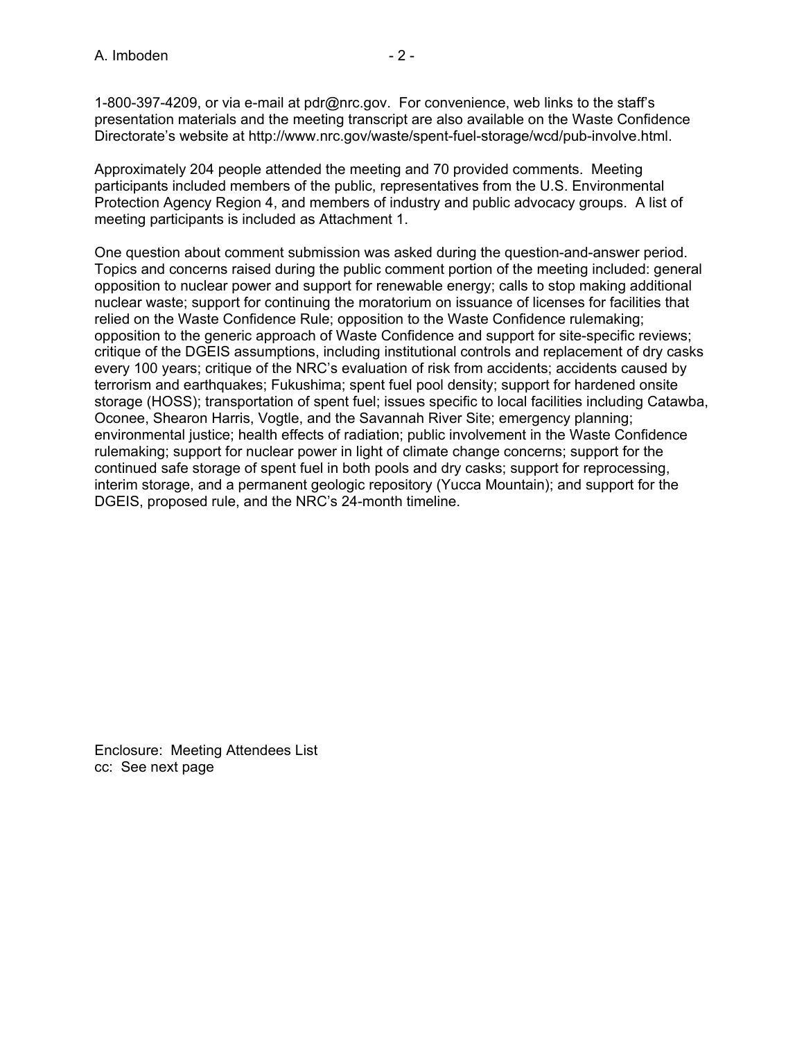1-800-397-4209, or via e-mail at pdr@nrc.gov. For convenience, web links to the staff's presentation materials and the meeting transcript are also available on the Waste Confidence Directorate's website at http://www.nrc.gov/waste/spent-fuel-storage/wcd/pub-involve.html.

Approximately 204 people attended the meeting and 70 provided comments. Meeting participants included members of the public, representatives from the U.S. Environmental Protection Agency Region 4, and members of industry and public advocacy groups. A list of meeting participants is included as Attachment 1.

One question about comment submission was asked during the question-and-answer period. Topics and concerns raised during the public comment portion of the meeting included: general opposition to nuclear power and support for renewable energy; calls to stop making additional nuclear waste; support for continuing the moratorium on issuance of licenses for facilities that relied on the Waste Confidence Rule; opposition to the Waste Confidence rulemaking; opposition to the generic approach of Waste Confidence and support for site-specific reviews; critique of the DGEIS assumptions, including institutional controls and replacement of dry casks every 100 years; critique of the NRC's evaluation of risk from accidents; accidents caused by terrorism and earthquakes; Fukushima; spent fuel pool density; support for hardened onsite storage (HOSS); transportation of spent fuel; issues specific to local facilities including Catawba, Oconee, Shearon Harris, Vogtle, and the Savannah River Site; emergency planning; environmental justice; health effects of radiation; public involvement in the Waste Confidence rulemaking; support for nuclear power in light of climate change concerns; support for the continued safe storage of spent fuel in both pools and dry casks; support for reprocessing, interim storage, and a permanent geologic repository (Yucca Mountain); and support for the DGEIS, proposed rule, and the NRC's 24-month timeline.

Enclosure: Meeting Attendees List
cc: See next page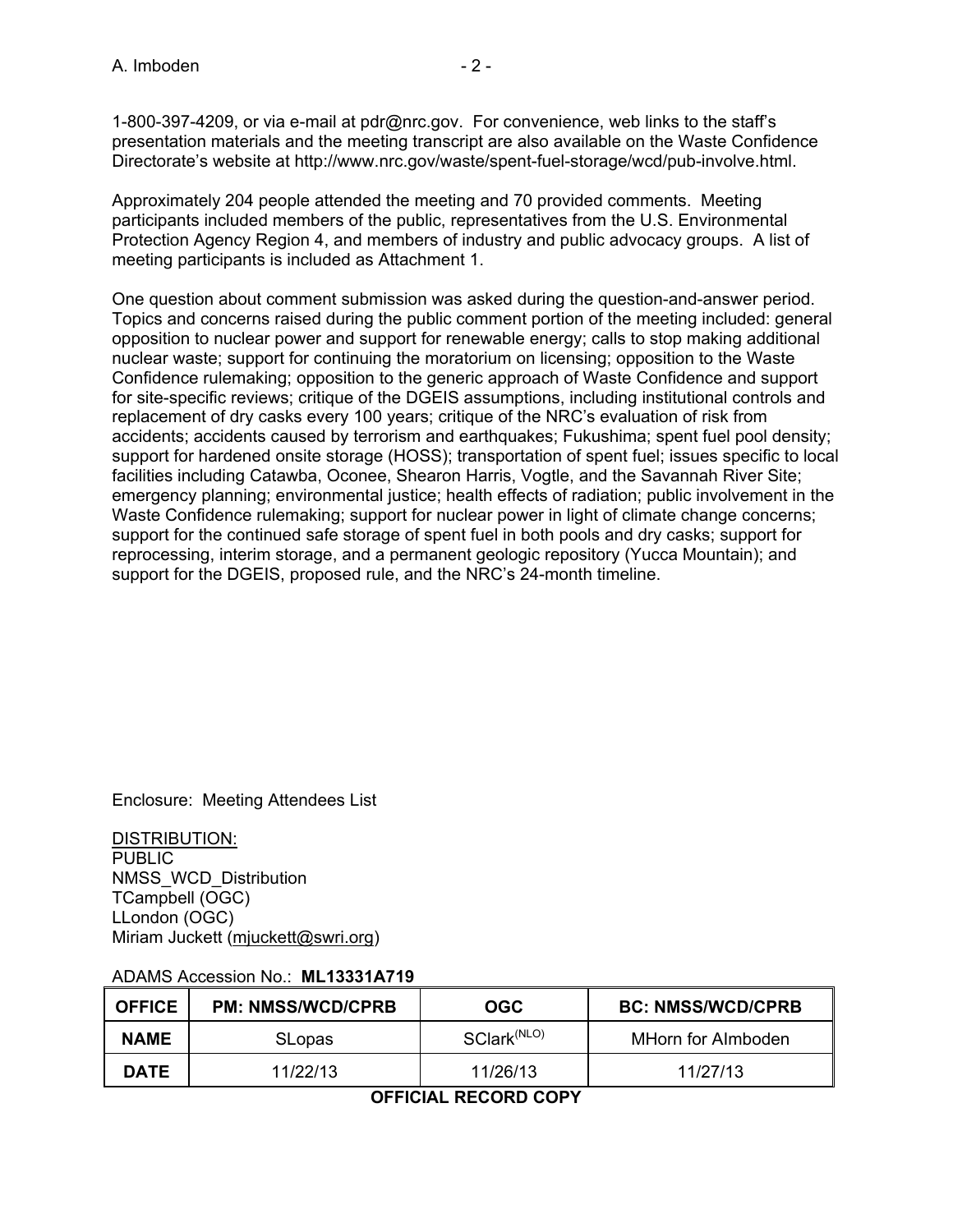1-800-397-4209, or via e-mail at pdr@nrc.gov. For convenience, web links to the staff's presentation materials and the meeting transcript are also available on the Waste Confidence Directorate's website at http://www.nrc.gov/waste/spent-fuel-storage/wcd/pub-involve.html.

Approximately 204 people attended the meeting and 70 provided comments. Meeting participants included members of the public, representatives from the U.S. Environmental Protection Agency Region 4, and members of industry and public advocacy groups. A list of meeting participants is included as Attachment 1.

One question about comment submission was asked during the question-and-answer period. Topics and concerns raised during the public comment portion of the meeting included: general opposition to nuclear power and support for renewable energy; calls to stop making additional nuclear waste; support for continuing the moratorium on licensing; opposition to the Waste Confidence rulemaking; opposition to the generic approach of Waste Confidence and support for site-specific reviews; critique of the DGEIS assumptions, including institutional controls and replacement of dry casks every 100 years; critique of the NRC's evaluation of risk from accidents; accidents caused by terrorism and earthquakes; Fukushima; spent fuel pool density; support for hardened onsite storage (HOSS); transportation of spent fuel; issues specific to local facilities including Catawba, Oconee, Shearon Harris, Vogtle, and the Savannah River Site; emergency planning; environmental justice; health effects of radiation; public involvement in the Waste Confidence rulemaking; support for nuclear power in light of climate change concerns; support for the continued safe storage of spent fuel in both pools and dry casks; support for reprocessing, interim storage, and a permanent geologic repository (Yucca Mountain); and support for the DGEIS, proposed rule, and the NRC's 24-month timeline.

Enclosure: Meeting Attendees List

DISTRIBUTION:
PUBLIC
NMSS_WCD_Distribution
TCampbell (OGC)
LLondon (OGC)
Miriam Juckett (mjuckett@swri.org)

ADAMS Accession No.: **ML13331A719**

| OFFICE | PM: NMSS/WCD/CPRB | OGC | BC: NMSS/WCD/CPRB |
|---|---|---|---|
| NAME | SLopas | SClark(NLO) | MHorn for AImboden |
| DATE | 11/22/13 | 11/26/13 | 11/27/13 |

**OFFICIAL RECORD COPY**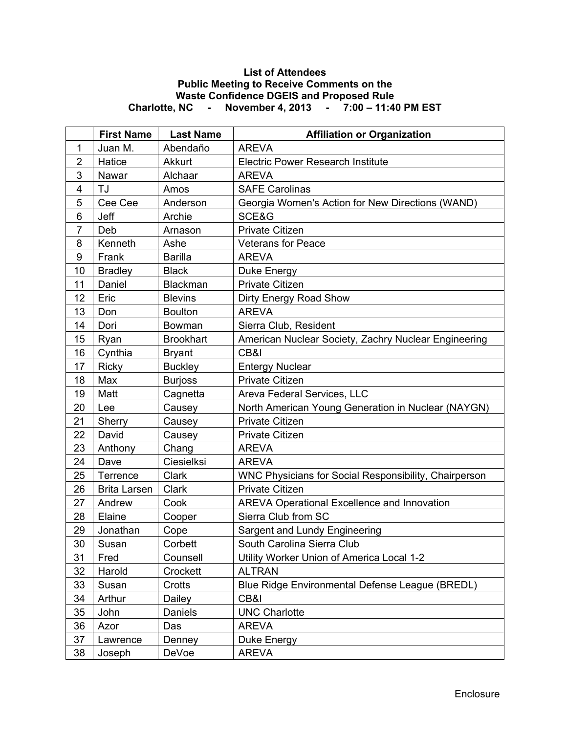**List of Attendees**
**Public Meeting to Receive Comments on the**
**Waste Confidence DGEIS and Proposed Rule**
**Charlotte, NC - November 4, 2013 - 7:00 – 11:40 PM EST**

| | First Name | Last Name | Affiliation or Organization |
|---|---|---|---|
| 1 | Juan M. | Abendaño | AREVA |
| 2 | Hatice | Akkurt | Electric Power Research Institute |
| 3 | Nawar | Alchaar | AREVA |
| 4 | TJ | Amos | SAFE Carolinas |
| 5 | Cee Cee | Anderson | Georgia Women's Action for New Directions (WAND) |
| 6 | Jeff | Archie | SCE&G |
| 7 | Deb | Arnason | Private Citizen |
| 8 | Kenneth | Ashe | Veterans for Peace |
| 9 | Frank | Barilla | AREVA |
| 10 | Bradley | Black | Duke Energy |
| 11 | Daniel | Blackman | Private Citizen |
| 12 | Eric | Blevins | Dirty Energy Road Show |
| 13 | Don | Boulton | AREVA |
| 14 | Dori | Bowman | Sierra Club, Resident |
| 15 | Ryan | Brookhart | American Nuclear Society, Zachry Nuclear Engineering |
| 16 | Cynthia | Bryant | CB&I |
| 17 | Ricky | Buckley | Entergy Nuclear |
| 18 | Max | Burjoss | Private Citizen |
| 19 | Matt | Cagnetta | Areva Federal Services, LLC |
| 20 | Lee | Causey | North American Young Generation in Nuclear (NAYGN) |
| 21 | Sherry | Causey | Private Citizen |
| 22 | David | Causey | Private Citizen |
| 23 | Anthony | Chang | AREVA |
| 24 | Dave | Ciesielksi | AREVA |
| 25 | Terrence | Clark | WNC Physicians for Social Responsibility, Chairperson |
| 26 | Brita Larsen | Clark | Private Citizen |
| 27 | Andrew | Cook | AREVA Operational Excellence and Innovation |
| 28 | Elaine | Cooper | Sierra Club from SC |
| 29 | Jonathan | Cope | Sargent and Lundy Engineering |
| 30 | Susan | Corbett | South Carolina Sierra Club |
| 31 | Fred | Counsell | Utility Worker Union of America Local 1-2 |
| 32 | Harold | Crockett | ALTRAN |
| 33 | Susan | Crotts | Blue Ridge Environmental Defense League (BREDL) |
| 34 | Arthur | Dailey | CB&I |
| 35 | John | Daniels | UNC Charlotte |
| 36 | Azor | Das | AREVA |
| 37 | Lawrence | Denney | Duke Energy |
| 38 | Joseph | DeVoe | AREVA |

Enclosure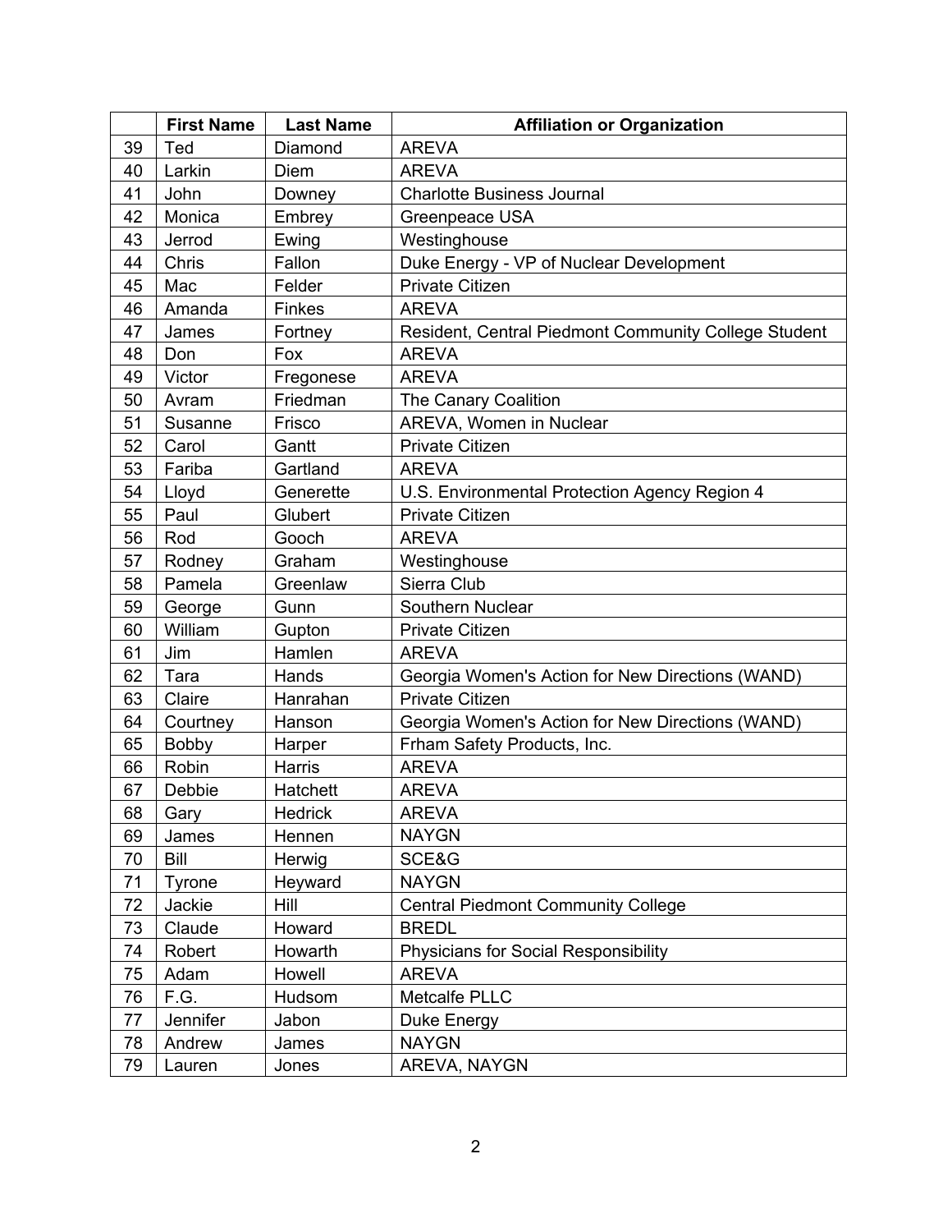| | First Name | Last Name | Affiliation or Organization |
|---|---|---|---|
| 39 | Ted | Diamond | AREVA |
| 40 | Larkin | Diem | AREVA |
| 41 | John | Downey | Charlotte Business Journal |
| 42 | Monica | Embrey | Greenpeace USA |
| 43 | Jerrod | Ewing | Westinghouse |
| 44 | Chris | Fallon | Duke Energy - VP of Nuclear Development |
| 45 | Mac | Felder | Private Citizen |
| 46 | Amanda | Finkes | AREVA |
| 47 | James | Fortney | Resident, Central Piedmont Community College Student |
| 48 | Don | Fox | AREVA |
| 49 | Victor | Fregonese | AREVA |
| 50 | Avram | Friedman | The Canary Coalition |
| 51 | Susanne | Frisco | AREVA, Women in Nuclear |
| 52 | Carol | Gantt | Private Citizen |
| 53 | Fariba | Gartland | AREVA |
| 54 | Lloyd | Generette | U.S. Environmental Protection Agency Region 4 |
| 55 | Paul | Glubert | Private Citizen |
| 56 | Rod | Gooch | AREVA |
| 57 | Rodney | Graham | Westinghouse |
| 58 | Pamela | Greenlaw | Sierra Club |
| 59 | George | Gunn | Southern Nuclear |
| 60 | William | Gupton | Private Citizen |
| 61 | Jim | Hamlen | AREVA |
| 62 | Tara | Hands | Georgia Women's Action for New Directions (WAND) |
| 63 | Claire | Hanrahan | Private Citizen |
| 64 | Courtney | Hanson | Georgia Women's Action for New Directions (WAND) |
| 65 | Bobby | Harper | Frham Safety Products, Inc. |
| 66 | Robin | Harris | AREVA |
| 67 | Debbie | Hatchett | AREVA |
| 68 | Gary | Hedrick | AREVA |
| 69 | James | Hennen | NAYGN |
| 70 | Bill | Herwig | SCE&G |
| 71 | Tyrone | Heyward | NAYGN |
| 72 | Jackie | Hill | Central Piedmont Community College |
| 73 | Claude | Howard | BREDL |
| 74 | Robert | Howarth | Physicians for Social Responsibility |
| 75 | Adam | Howell | AREVA |
| 76 | F.G. | Hudsom | Metcalfe PLLC |
| 77 | Jennifer | Jabon | Duke Energy |
| 78 | Andrew | James | NAYGN |
| 79 | Lauren | Jones | AREVA, NAYGN |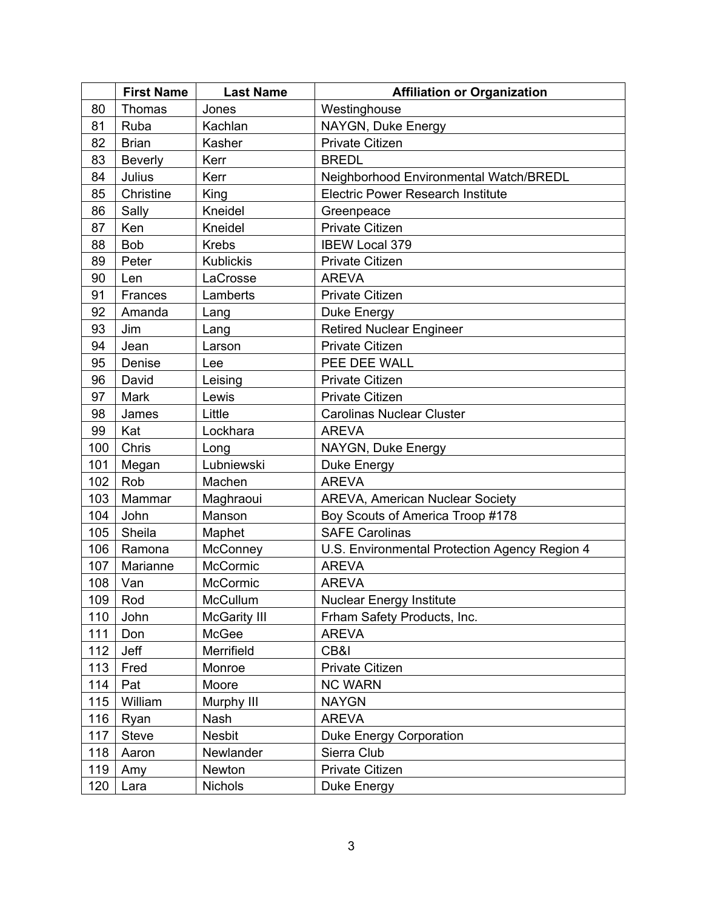| | First Name | Last Name | Affiliation or Organization |
|---|---|---|---|
| 80 | Thomas | Jones | Westinghouse |
| 81 | Ruba | Kachlan | NAYGN, Duke Energy |
| 82 | Brian | Kasher | Private Citizen |
| 83 | Beverly | Kerr | BREDL |
| 84 | Julius | Kerr | Neighborhood Environmental Watch/BREDL |
| 85 | Christine | King | Electric Power Research Institute |
| 86 | Sally | Kneidel | Greenpeace |
| 87 | Ken | Kneidel | Private Citizen |
| 88 | Bob | Krebs | IBEW Local 379 |
| 89 | Peter | Kublickis | Private Citizen |
| 90 | Len | LaCrosse | AREVA |
| 91 | Frances | Lamberts | Private Citizen |
| 92 | Amanda | Lang | Duke Energy |
| 93 | Jim | Lang | Retired Nuclear Engineer |
| 94 | Jean | Larson | Private Citizen |
| 95 | Denise | Lee | PEE DEE WALL |
| 96 | David | Leising | Private Citizen |
| 97 | Mark | Lewis | Private Citizen |
| 98 | James | Little | Carolinas Nuclear Cluster |
| 99 | Kat | Lockhara | AREVA |
| 100 | Chris | Long | NAYGN, Duke Energy |
| 101 | Megan | Lubniewski | Duke Energy |
| 102 | Rob | Machen | AREVA |
| 103 | Mammar | Maghraoui | AREVA, American Nuclear Society |
| 104 | John | Manson | Boy Scouts of America Troop #178 |
| 105 | Sheila | Maphet | SAFE Carolinas |
| 106 | Ramona | McConney | U.S. Environmental Protection Agency Region 4 |
| 107 | Marianne | McCormic | AREVA |
| 108 | Van | McCormic | AREVA |
| 109 | Rod | McCullum | Nuclear Energy Institute |
| 110 | John | McGarity III | Frham Safety Products, Inc. |
| 111 | Don | McGee | AREVA |
| 112 | Jeff | Merrifield | CB&I |
| 113 | Fred | Monroe | Private Citizen |
| 114 | Pat | Moore | NC WARN |
| 115 | William | Murphy III | NAYGN |
| 116 | Ryan | Nash | AREVA |
| 117 | Steve | Nesbit | Duke Energy Corporation |
| 118 | Aaron | Newlander | Sierra Club |
| 119 | Amy | Newton | Private Citizen |
| 120 | Lara | Nichols | Duke Energy |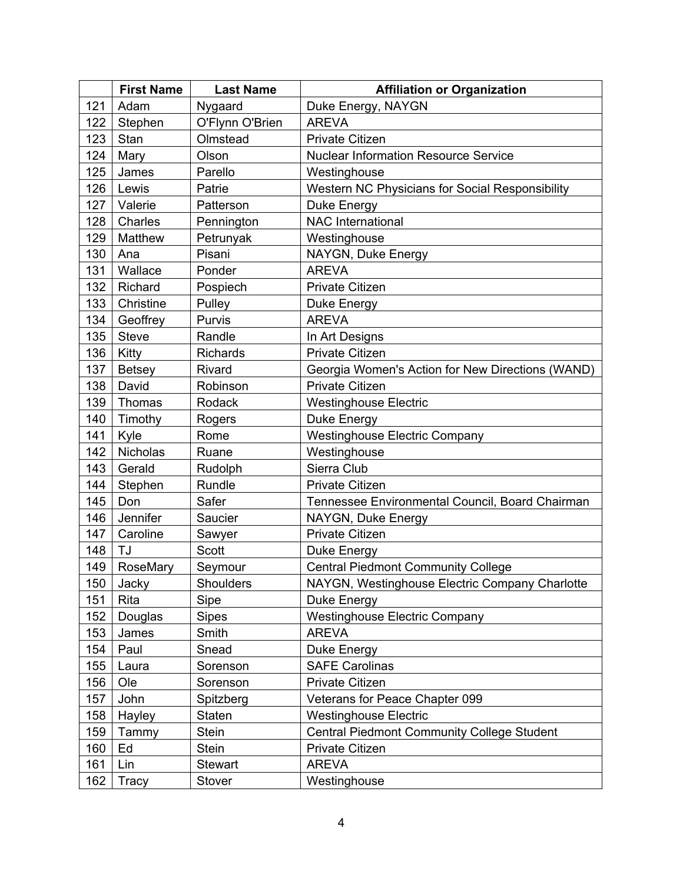| | First Name | Last Name | Affiliation or Organization |
|---|---|---|---|
| 121 | Adam | Nygaard | Duke Energy, NAYGN |
| 122 | Stephen | O'Flynn O'Brien | AREVA |
| 123 | Stan | Olmstead | Private Citizen |
| 124 | Mary | Olson | Nuclear Information Resource Service |
| 125 | James | Parello | Westinghouse |
| 126 | Lewis | Patrie | Western NC Physicians for Social Responsibility |
| 127 | Valerie | Patterson | Duke Energy |
| 128 | Charles | Pennington | NAC International |
| 129 | Matthew | Petrunyak | Westinghouse |
| 130 | Ana | Pisani | NAYGN, Duke Energy |
| 131 | Wallace | Ponder | AREVA |
| 132 | Richard | Pospiech | Private Citizen |
| 133 | Christine | Pulley | Duke Energy |
| 134 | Geoffrey | Purvis | AREVA |
| 135 | Steve | Randle | In Art Designs |
| 136 | Kitty | Richards | Private Citizen |
| 137 | Betsey | Rivard | Georgia Women's Action for New Directions (WAND) |
| 138 | David | Robinson | Private Citizen |
| 139 | Thomas | Rodack | Westinghouse Electric |
| 140 | Timothy | Rogers | Duke Energy |
| 141 | Kyle | Rome | Westinghouse Electric Company |
| 142 | Nicholas | Ruane | Westinghouse |
| 143 | Gerald | Rudolph | Sierra Club |
| 144 | Stephen | Rundle | Private Citizen |
| 145 | Don | Safer | Tennessee Environmental Council, Board Chairman |
| 146 | Jennifer | Saucier | NAYGN, Duke Energy |
| 147 | Caroline | Sawyer | Private Citizen |
| 148 | TJ | Scott | Duke Energy |
| 149 | RoseMary | Seymour | Central Piedmont Community College |
| 150 | Jacky | Shoulders | NAYGN, Westinghouse Electric Company Charlotte |
| 151 | Rita | Sipe | Duke Energy |
| 152 | Douglas | Sipes | Westinghouse Electric Company |
| 153 | James | Smith | AREVA |
| 154 | Paul | Snead | Duke Energy |
| 155 | Laura | Sorenson | SAFE Carolinas |
| 156 | Ole | Sorenson | Private Citizen |
| 157 | John | Spitzberg | Veterans for Peace Chapter 099 |
| 158 | Hayley | Staten | Westinghouse Electric |
| 159 | Tammy | Stein | Central Piedmont Community College Student |
| 160 | Ed | Stein | Private Citizen |
| 161 | Lin | Stewart | AREVA |
| 162 | Tracy | Stover | Westinghouse |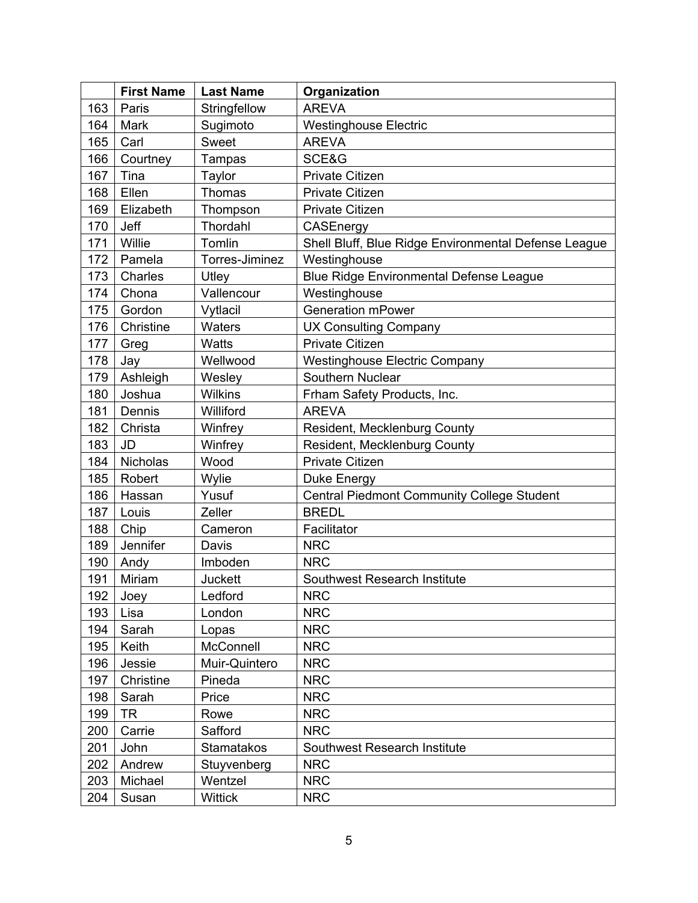| | First Name | Last Name | Organization |
|---|---|---|---|
| 163 | Paris | Stringfellow | AREVA |
| 164 | Mark | Sugimoto | Westinghouse Electric |
| 165 | Carl | Sweet | AREVA |
| 166 | Courtney | Tampas | SCE&G |
| 167 | Tina | Taylor | Private Citizen |
| 168 | Ellen | Thomas | Private Citizen |
| 169 | Elizabeth | Thompson | Private Citizen |
| 170 | Jeff | Thordahl | CASEnergy |
| 171 | Willie | Tomlin | Shell Bluff, Blue Ridge Environmental Defense League |
| 172 | Pamela | Torres-Jiminez | Westinghouse |
| 173 | Charles | Utley | Blue Ridge Environmental Defense League |
| 174 | Chona | Vallencour | Westinghouse |
| 175 | Gordon | Vytlacil | Generation mPower |
| 176 | Christine | Waters | UX Consulting Company |
| 177 | Greg | Watts | Private Citizen |
| 178 | Jay | Wellwood | Westinghouse Electric Company |
| 179 | Ashleigh | Wesley | Southern Nuclear |
| 180 | Joshua | Wilkins | Frham Safety Products, Inc. |
| 181 | Dennis | Williford | AREVA |
| 182 | Christa | Winfrey | Resident, Mecklenburg County |
| 183 | JD | Winfrey | Resident, Mecklenburg County |
| 184 | Nicholas | Wood | Private Citizen |
| 185 | Robert | Wylie | Duke Energy |
| 186 | Hassan | Yusuf | Central Piedmont Community College Student |
| 187 | Louis | Zeller | BREDL |
| 188 | Chip | Cameron | Facilitator |
| 189 | Jennifer | Davis | NRC |
| 190 | Andy | Imboden | NRC |
| 191 | Miriam | Juckett | Southwest Research Institute |
| 192 | Joey | Ledford | NRC |
| 193 | Lisa | London | NRC |
| 194 | Sarah | Lopas | NRC |
| 195 | Keith | McConnell | NRC |
| 196 | Jessie | Muir-Quintero | NRC |
| 197 | Christine | Pineda | NRC |
| 198 | Sarah | Price | NRC |
| 199 | TR | Rowe | NRC |
| 200 | Carrie | Safford | NRC |
| 201 | John | Stamatakos | Southwest Research Institute |
| 202 | Andrew | Stuyvenberg | NRC |
| 203 | Michael | Wentzel | NRC |
| 204 | Susan | Wittick | NRC |